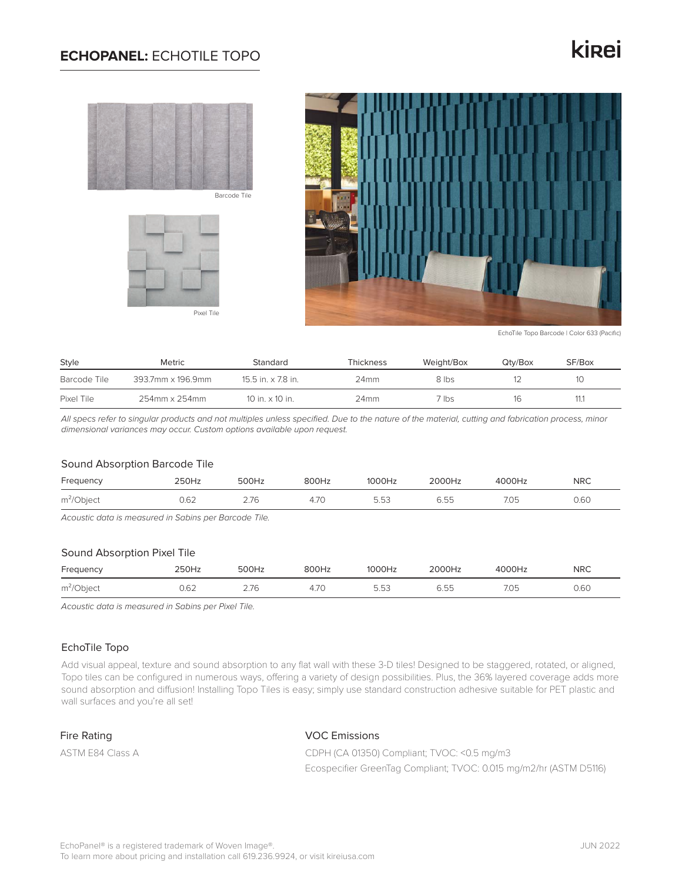# **ECHOPANEL:** ECHOTILE TOPO

kirei

Barcode Tile

Pixel Tile

EchoTile Topo Barcode | Color 633 (Pacific)

| Style | Metric | Standard | Thickness | Weight/Box | Qty/Box | SF/Box |
|---|---|---|---|---|---|---|
| Barcode Tile | 393.7mm x 196.9mm | 15.5 in. x 7.8 in. | 24mm | 8 lbs | 12 | 10 |
| Pixel Tile | 254mm x 254mm | 10 in. x 10 in. | 24mm | 7 lbs | 16 | 11.1 |

*All specs refer to singular products and not multiples unless specified. Due to the nature of the material, cutting and fabrication process, minor dimensional variances may occur. Custom options available upon request.*

## Sound Absorption Barcode Tile

| Frequency | 250Hz | 500Hz | 800Hz | 1000Hz | 2000Hz | 4000Hz | NRC |
|---|---|---|---|---|---|---|---|
| $m^2$/Object | 0.62 | 2.76 | 4.70 | 5.53 | 6.55 | 7.05 | 0.60 |

*Acoustic data is measured in Sabins per Barcode Tile.*

## Sound Absorption Pixel Tile

| Frequency | 250Hz | 500Hz | 800Hz | 1000Hz | 2000Hz | 4000Hz | NRC |
|---|---|---|---|---|---|---|---|
| $m^2$/Object | 0.62 | 2.76 | 4.70 | 5.53 | 6.55 | 7.05 | 0.60 |

*Acoustic data is measured in Sabins per Pixel Tile.*

## EchoTile Topo

Add visual appeal, texture and sound absorption to any flat wall with these 3-D tiles! Designed to be staggered, rotated, or aligned, Topo tiles can be configured in numerous ways, offering a variety of design possibilities. Plus, the 36% layered coverage adds more sound absorption and diffusion! Installing Topo Tiles is easy; simply use standard construction adhesive suitable for PET plastic and wall surfaces and you're all set!

## Fire Rating

ASTM E84 Class A

## VOC Emissions

CDPH (CA 01350) Compliant; TVOC: <0.5 mg/m3

Ecospecifier GreenTag Compliant; TVOC: 0.015 mg/m2/hr (ASTM D5116)

EchoPanel® is a registered trademark of Woven Image®.
To learn more about pricing and installation call 619.236.9924, or visit kireiusa.com

JUN 2022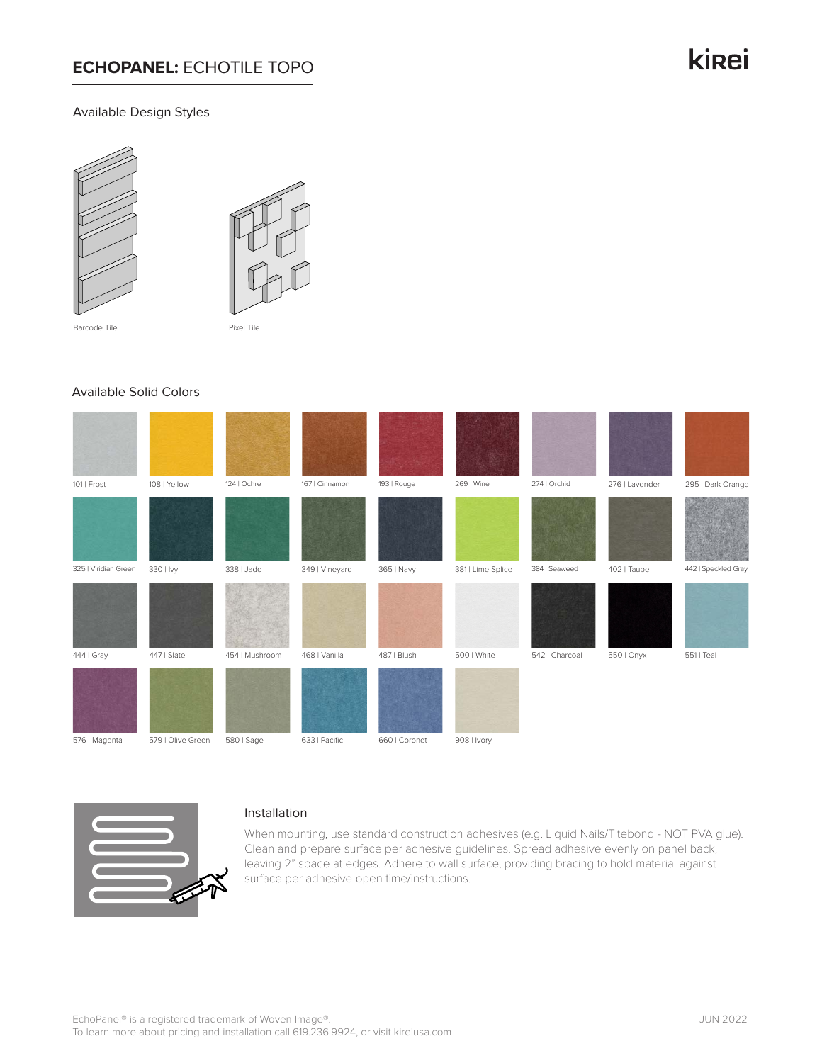## ECHOPANEL: ECHOTILE TOPO

kirei

### Available Design Styles

Barcode Tile

Pixel Tile

### Available Solid Colors

101 | Frost

108 | Yellow

124 | Ochre

167 | Cinnamon

193 | Rouge

269 | Wine

274 | Orchid

276 | Lavender

295 | Dark Orange

325 | Viridian Green

330 | Ivy

338 | Jade

349 | Vineyard

365 | Navy

381 | Lime Splice

384 | Seaweed

402 | Taupe

442 | Speckled Gray

444 | Gray

447 | Slate

454 | Mushroom

468 | Vanilla

487 | Blush

500 | White

542 | Charcoal

550 | Onyx

551 | Teal

576 | Magenta

579 | Olive Green

580 | Sage

633 | Pacific

660 | Coronet

908 | Ivory

### Installation

When mounting, use standard construction adhesives (e.g. Liquid Nails/Titebond - NOT PVA glue). Clean and prepare surface per adhesive guidelines. Spread adhesive evenly on panel back, leaving 2" space at edges. Adhere to wall surface, providing bracing to hold material against surface per adhesive open time/instructions.

EchoPanel® is a registered trademark of Woven Image®.
To learn more about pricing and installation call 619.236.9924, or visit kireiusa.com

JUN 2022